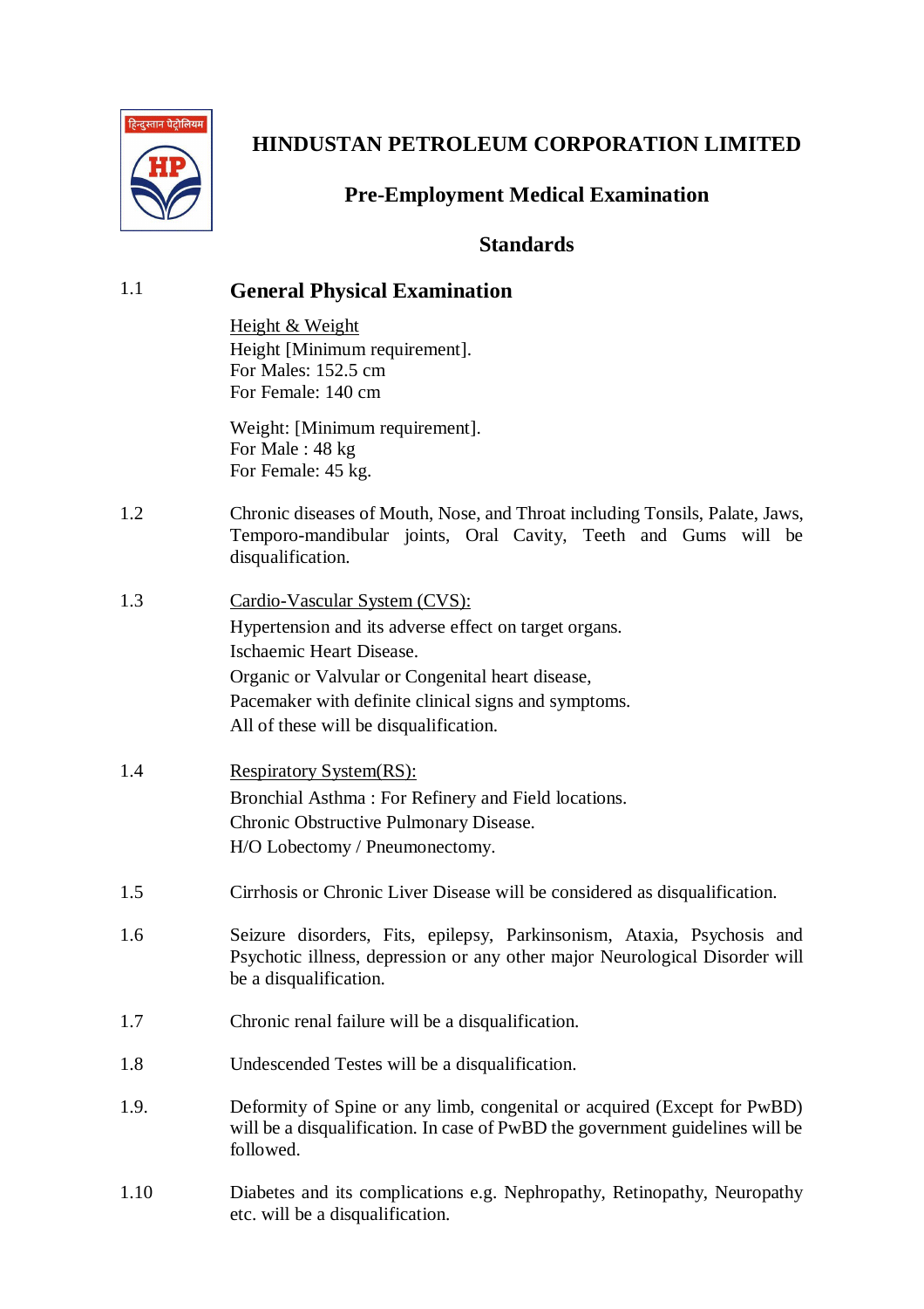# HINDUSTAN PETROLEUM CORPORATION LIMITED

## Pre-Employment Medical Examination

## Standards

1.1 **General Physical Examination**

Height & Weight
Height [Minimum requirement].
For Males: 152.5 cm
For Female: 140 cm

Weight: [Minimum requirement].
For Male : 48 kg
For Female: 45 kg.

1.2 Chronic diseases of Mouth, Nose, and Throat including Tonsils, Palate, Jaws, Temporo-mandibular joints, Oral Cavity, Teeth and Gums will be disqualification.

1.3 Cardio-Vascular System (CVS):
Hypertension and its adverse effect on target organs.
Ischaemic Heart Disease.
Organic or Valvular or Congenital heart disease,
Pacemaker with definite clinical signs and symptoms.
All of these will be disqualification.

1.4 Respiratory System(RS):
Bronchial Asthma : For Refinery and Field locations.
Chronic Obstructive Pulmonary Disease.
H/O Lobectomy / Pneumonectomy.

1.5 Cirrhosis or Chronic Liver Disease will be considered as disqualification.

1.6 Seizure disorders, Fits, epilepsy, Parkinsonism, Ataxia, Psychosis and Psychotic illness, depression or any other major Neurological Disorder will be a disqualification.

1.7 Chronic renal failure will be a disqualification.

1.8 Undescended Testes will be a disqualification.

1.9. Deformity of Spine or any limb, congenital or acquired (Except for PwBD) will be a disqualification. In case of PwBD the government guidelines will be followed.

1.10 Diabetes and its complications e.g. Nephropathy, Retinopathy, Neuropathy etc. will be a disqualification.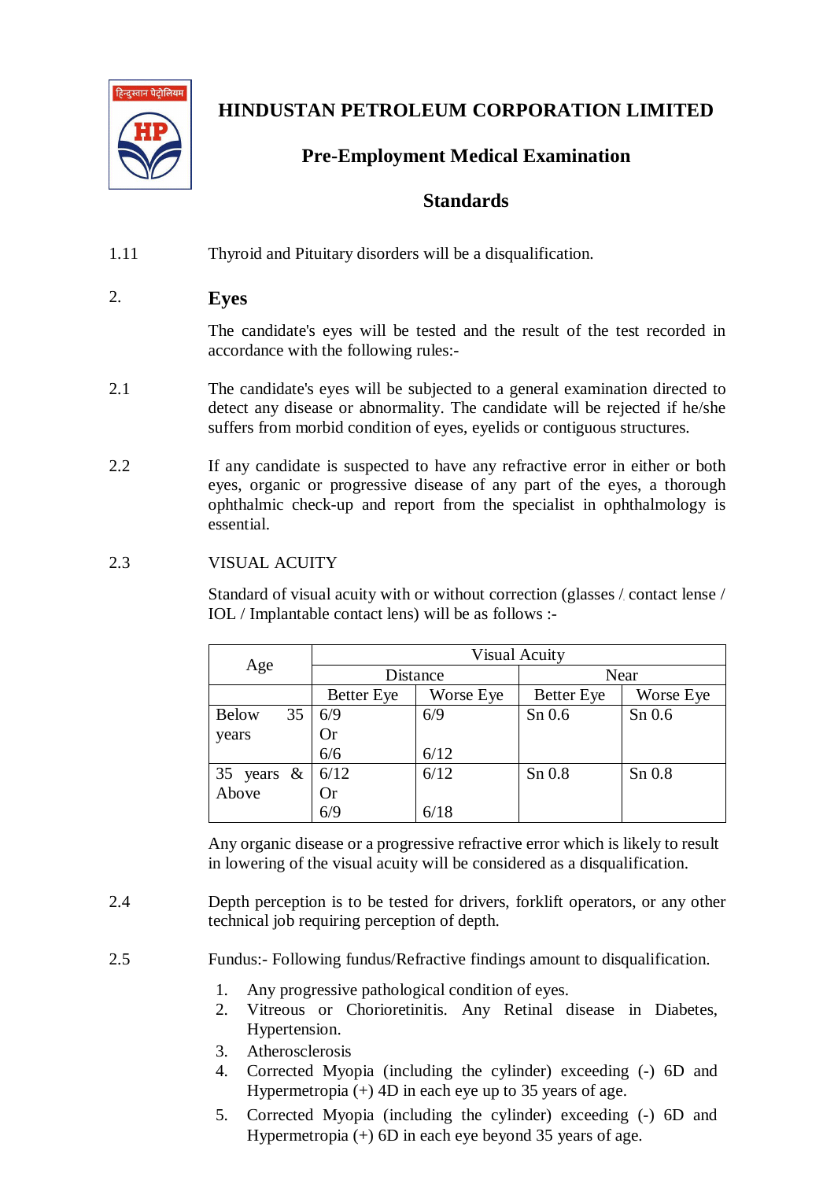# HINDUSTAN PETROLEUM CORPORATION LIMITED

## Pre-Employment Medical Examination

## Standards

1.11 Thyroid and Pituitary disorders will be a disqualification.

## 2. Eyes

The candidate's eyes will be tested and the result of the test recorded in accordance with the following rules:-

2.1 The candidate's eyes will be subjected to a general examination directed to detect any disease or abnormality. The candidate will be rejected if he/she suffers from morbid condition of eyes, eyelids or contiguous structures.

2.2 If any candidate is suspected to have any refractive error in either or both eyes, organic or progressive disease of any part of the eyes, a thorough ophthalmic check-up and report from the specialist in ophthalmology is essential.

2.3 VISUAL ACUITY

Standard of visual acuity with or without correction (glasses / contact lense / IOL / Implantable contact lens) will be as follows :-

| Age | Visual Acuity | | | |
|---|---|---|---|---|
| | Distance | | Near | |
| | Better Eye | Worse Eye | Better Eye | Worse Eye |
| Below 35 years | 6/9 Or 6/6 | 6/9 6/12 | Sn 0.6 | Sn 0.6 |
| 35 years & Above | 6/12 Or 6/9 | 6/12 6/18 | Sn 0.8 | Sn 0.8 |

Any organic disease or a progressive refractive error which is likely to result in lowering of the visual acuity will be considered as a disqualification.

2.4 Depth perception is to be tested for drivers, forklift operators, or any other technical job requiring perception of depth.

2.5 Fundus:- Following fundus/Refractive findings amount to disqualification.

1. Any progressive pathological condition of eyes.
2. Vitreous or Chorioretinitis. Any Retinal disease in Diabetes, Hypertension.
3. Atherosclerosis
4. Corrected Myopia (including the cylinder) exceeding (-) 6D and Hypermetropia (+) 4D in each eye up to 35 years of age.
5. Corrected Myopia (including the cylinder) exceeding (-) 6D and Hypermetropia (+) 6D in each eye beyond 35 years of age.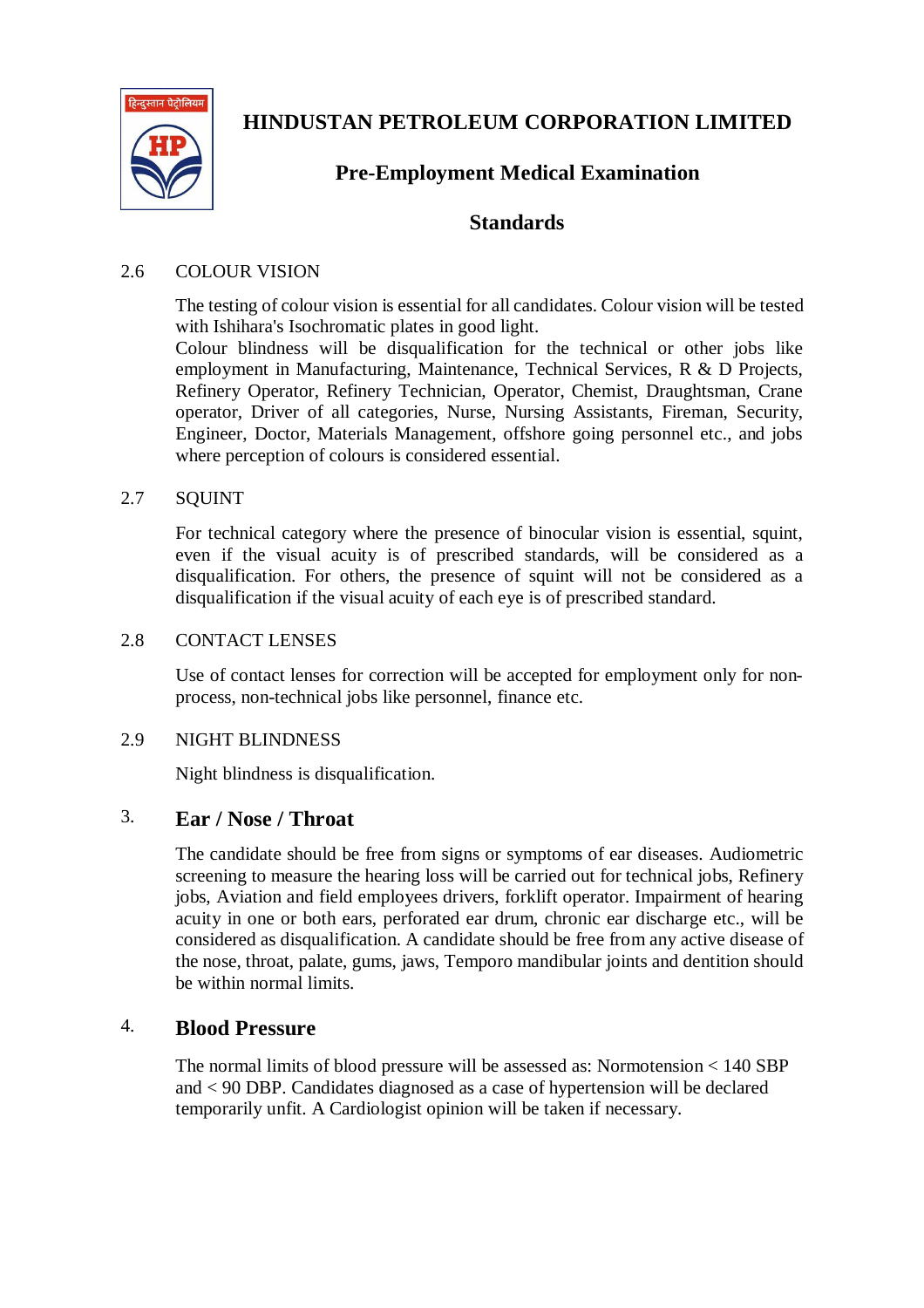# HINDUSTAN PETROLEUM CORPORATION LIMITED

## Pre-Employment Medical Examination

## Standards

2.6 COLOUR VISION

The testing of colour vision is essential for all candidates. Colour vision will be tested with Ishihara's Isochromatic plates in good light.
Colour blindness will be disqualification for the technical or other jobs like employment in Manufacturing, Maintenance, Technical Services, R & D Projects, Refinery Operator, Refinery Technician, Operator, Chemist, Draughtsman, Crane operator, Driver of all categories, Nurse, Nursing Assistants, Fireman, Security, Engineer, Doctor, Materials Management, offshore going personnel etc., and jobs where perception of colours is considered essential.

2.7 SQUINT

For technical category where the presence of binocular vision is essential, squint, even if the visual acuity is of prescribed standards, will be considered as a disqualification. For others, the presence of squint will not be considered as a disqualification if the visual acuity of each eye is of prescribed standard.

2.8 CONTACT LENSES

Use of contact lenses for correction will be accepted for employment only for non-process, non-technical jobs like personnel, finance etc.

2.9 NIGHT BLINDNESS

Night blindness is disqualification.

### 3. Ear / Nose / Throat

The candidate should be free from signs or symptoms of ear diseases. Audiometric screening to measure the hearing loss will be carried out for technical jobs, Refinery jobs, Aviation and field employees drivers, forklift operator. Impairment of hearing acuity in one or both ears, perforated ear drum, chronic ear discharge etc., will be considered as disqualification. A candidate should be free from any active disease of the nose, throat, palate, gums, jaws, Temporo mandibular joints and dentition should be within normal limits.

### 4. Blood Pressure

The normal limits of blood pressure will be assessed as: Normotension < 140 SBP and < 90 DBP. Candidates diagnosed as a case of hypertension will be declared temporarily unfit. A Cardiologist opinion will be taken if necessary.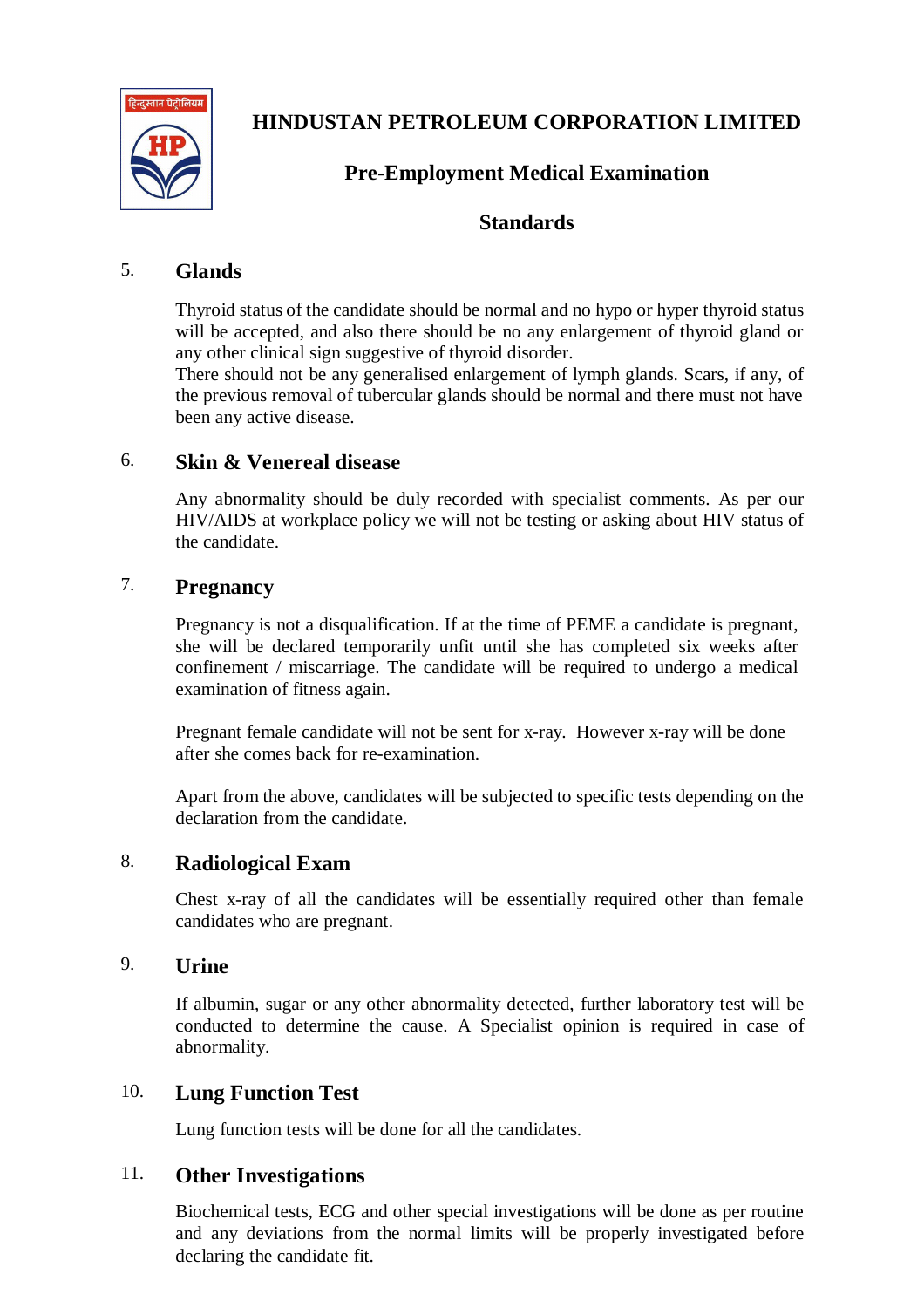# HINDUSTAN PETROLEUM CORPORATION LIMITED

## Pre-Employment Medical Examination

## Standards

### 5. Glands

Thyroid status of the candidate should be normal and no hypo or hyper thyroid status will be accepted, and also there should be no any enlargement of thyroid gland or any other clinical sign suggestive of thyroid disorder.
There should not be any generalised enlargement of lymph glands. Scars, if any, of the previous removal of tubercular glands should be normal and there must not have been any active disease.

### 6. Skin & Venereal disease

Any abnormality should be duly recorded with specialist comments. As per our HIV/AIDS at workplace policy we will not be testing or asking about HIV status of the candidate.

### 7. Pregnancy

Pregnancy is not a disqualification. If at the time of PEME a candidate is pregnant, she will be declared temporarily unfit until she has completed six weeks after confinement / miscarriage. The candidate will be required to undergo a medical examination of fitness again.

Pregnant female candidate will not be sent for x-ray. However x-ray will be done after she comes back for re-examination.

Apart from the above, candidates will be subjected to specific tests depending on the declaration from the candidate.

### 8. Radiological Exam

Chest x-ray of all the candidates will be essentially required other than female candidates who are pregnant.

### 9. Urine

If albumin, sugar or any other abnormality detected, further laboratory test will be conducted to determine the cause. A Specialist opinion is required in case of abnormality.

### 10. Lung Function Test

Lung function tests will be done for all the candidates.

### 11. Other Investigations

Biochemical tests, ECG and other special investigations will be done as per routine and any deviations from the normal limits will be properly investigated before declaring the candidate fit.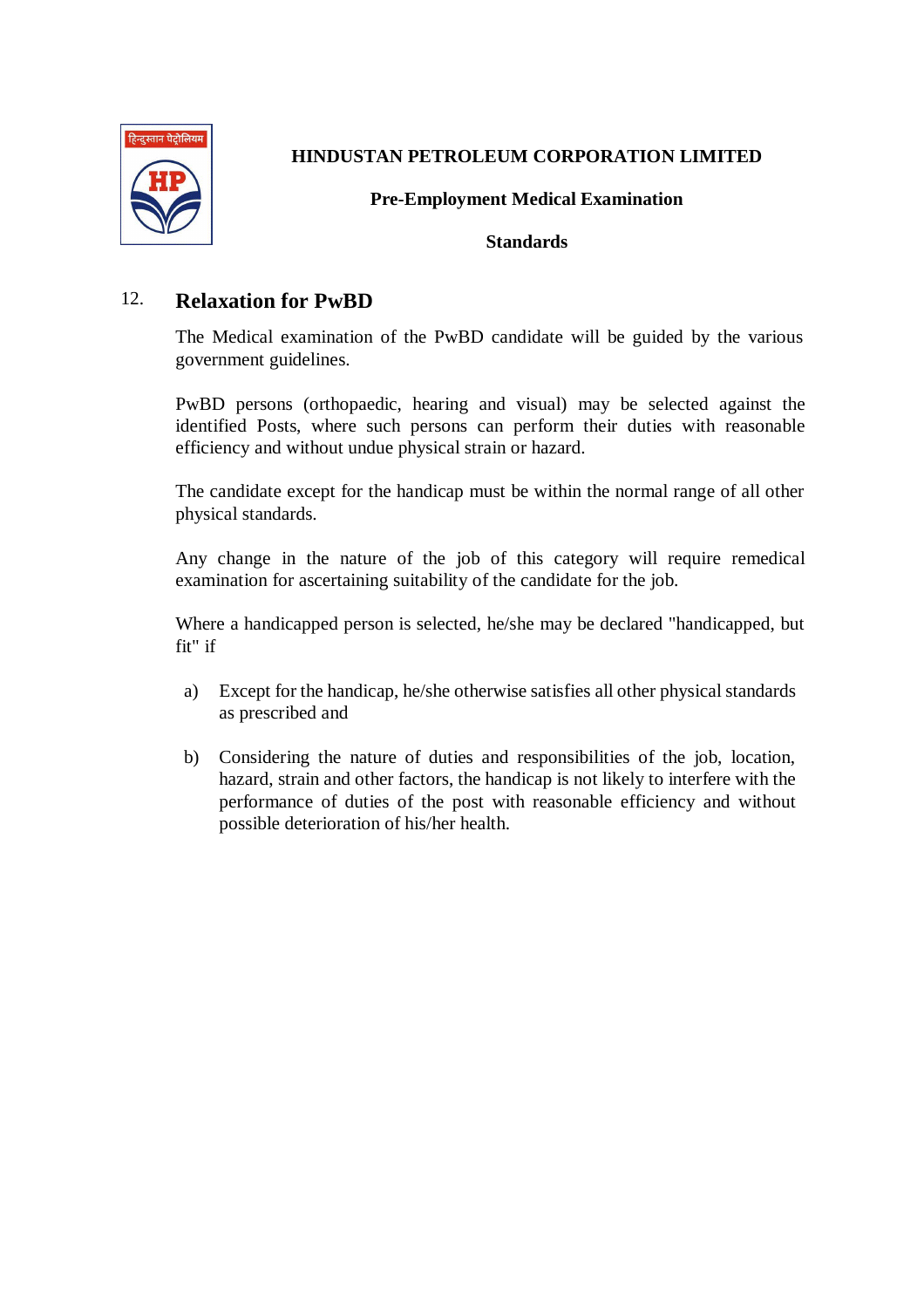## 12. Relaxation for PwBD

The Medical examination of the PwBD candidate will be guided by the various government guidelines.

PwBD persons (orthopaedic, hearing and visual) may be selected against the identified Posts, where such persons can perform their duties with reasonable efficiency and without undue physical strain or hazard.

The candidate except for the handicap must be within the normal range of all other physical standards.

Any change in the nature of the job of this category will require remedical examination for ascertaining suitability of the candidate for the job.

Where a handicapped person is selected, he/she may be declared "handicapped, but fit" if

a) Except for the handicap, he/she otherwise satisfies all other physical standards as prescribed and

b) Considering the nature of duties and responsibilities of the job, location, hazard, strain and other factors, the handicap is not likely to interfere with the performance of duties of the post with reasonable efficiency and without possible deterioration of his/her health.